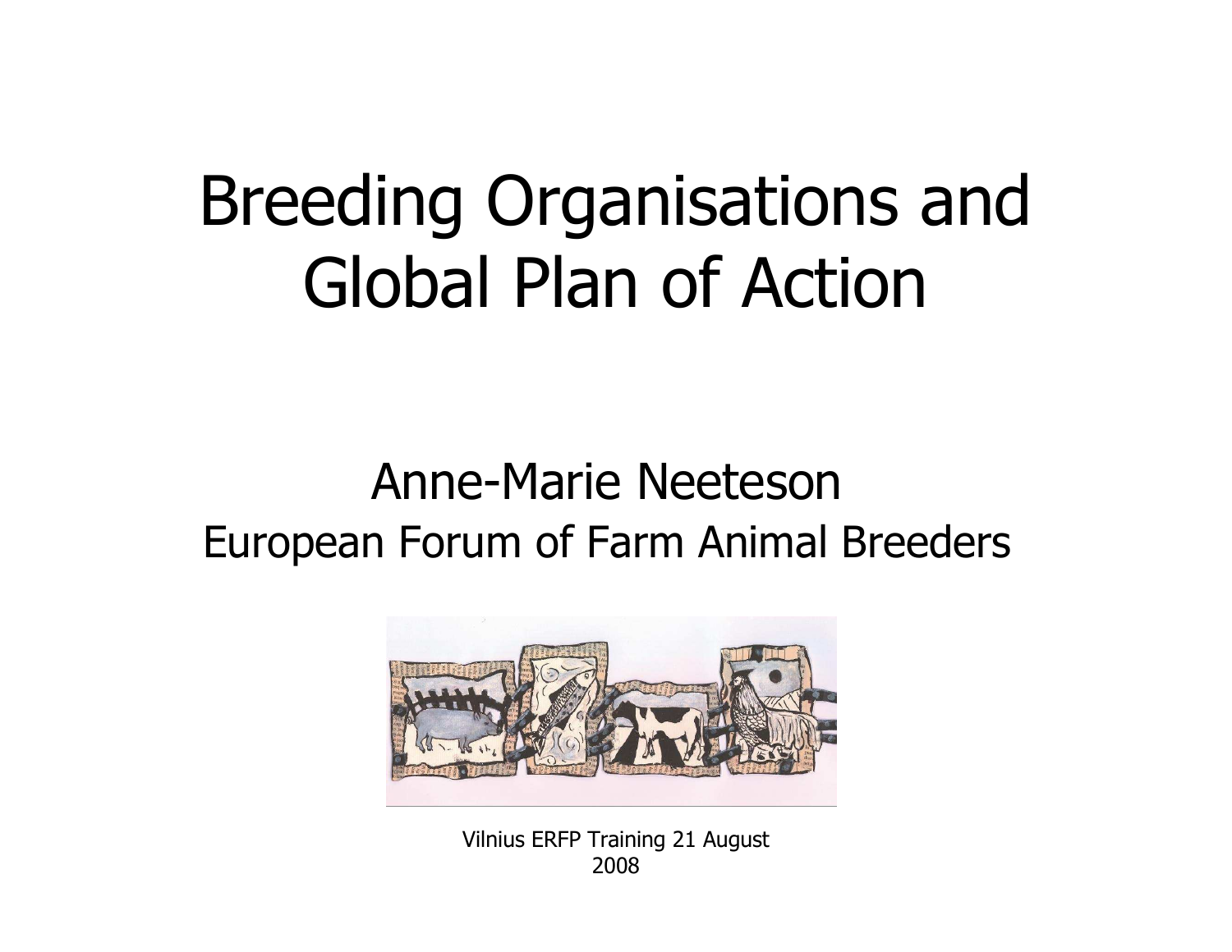# Breeding Organisations and Global Plan of Action

## Anne-Marie Neeteson

European Forum of Farm Animal Breeders

Vilnius ERFP Training 21 August 2008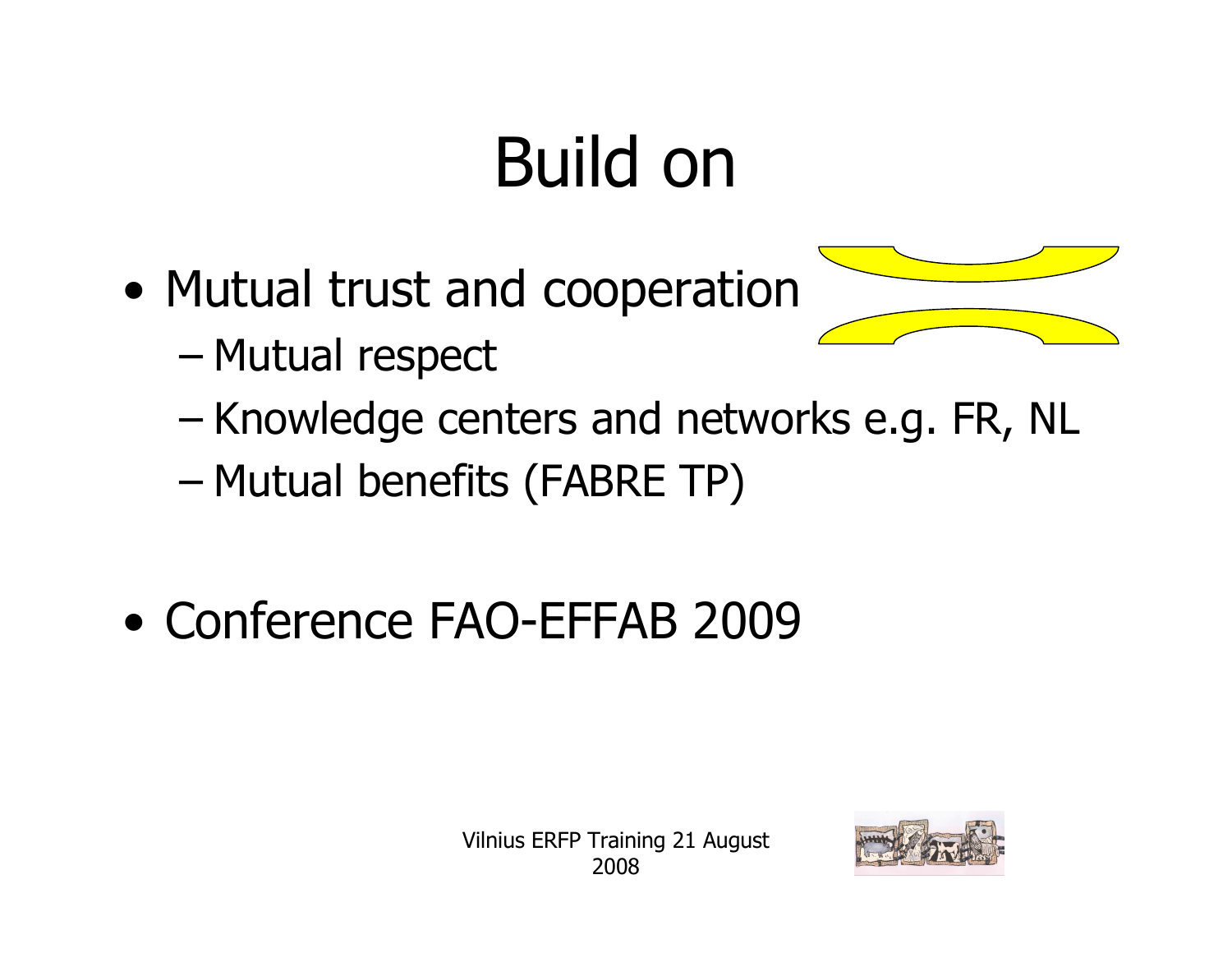# Build on

- Mutual trust and cooperation
  - Mutual respect
  - Knowledge centers and networks e.g. FR, NL
  - Mutual benefits (FABRE TP)

- Conference FAO-EFFAB 2009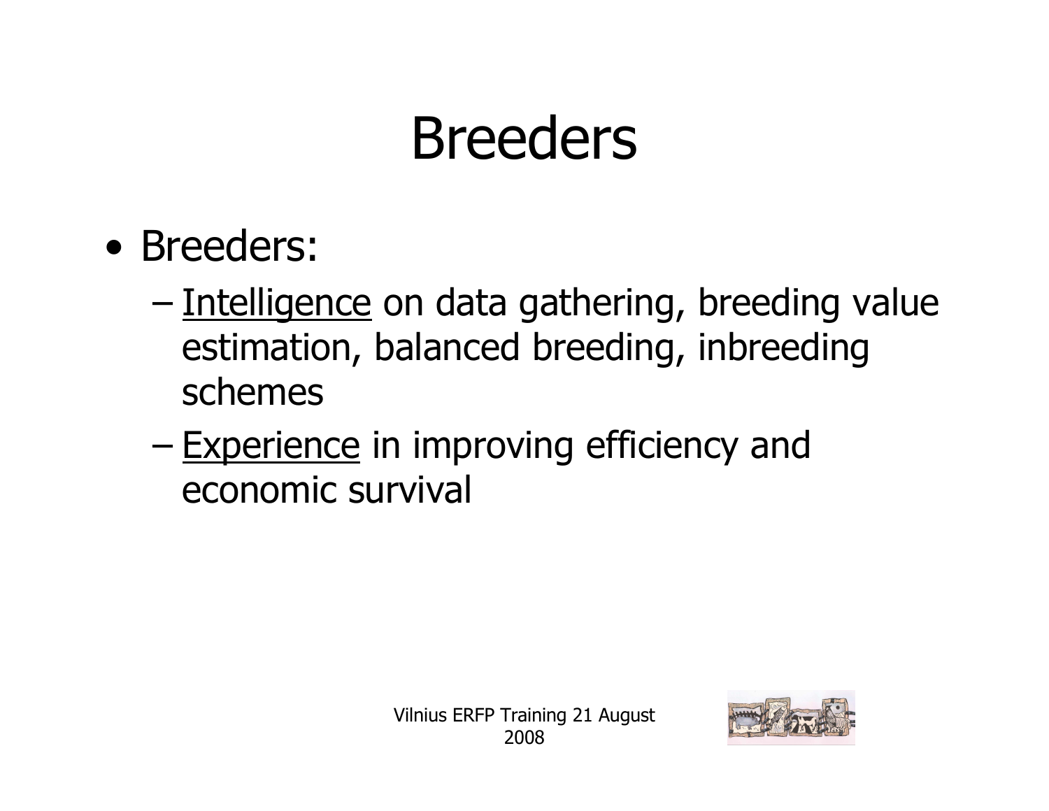# Breeders

- Breeders:
  - <u>Intelligence</u> on data gathering, breeding value estimation, balanced breeding, inbreeding schemes
  - <u>Experience</u> in improving efficiency and economic survival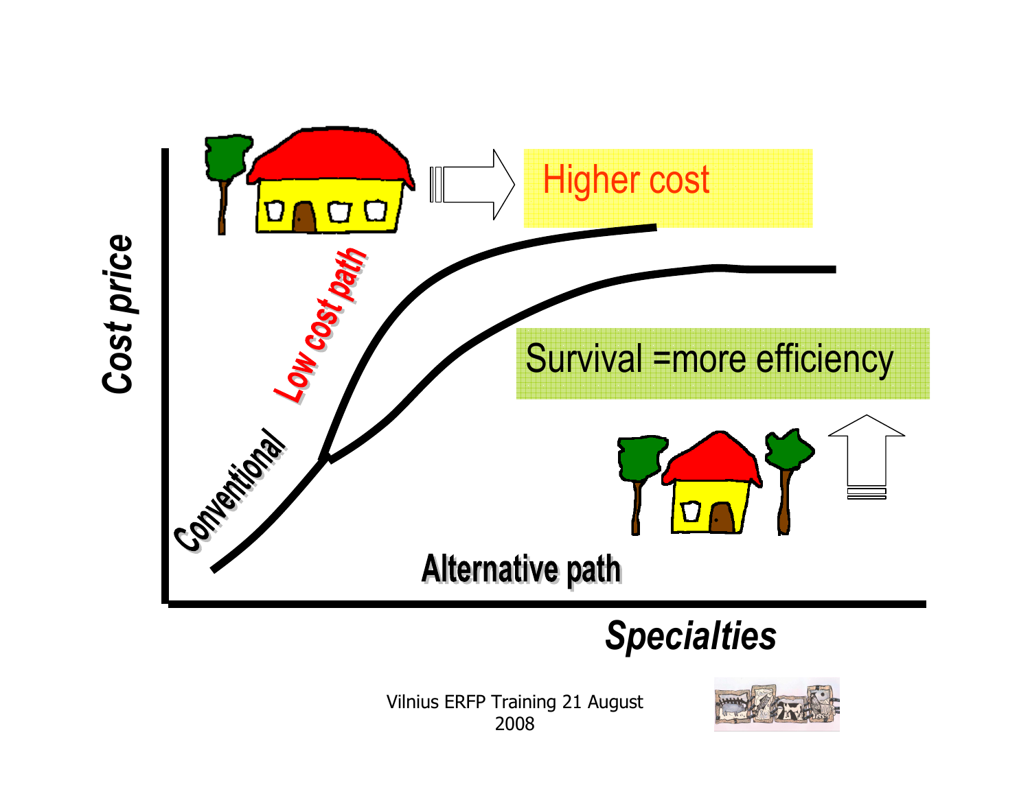Cost price

Specialties

Conventional

Low cost path

Alternative path

Higher cost

Survival =more efficiency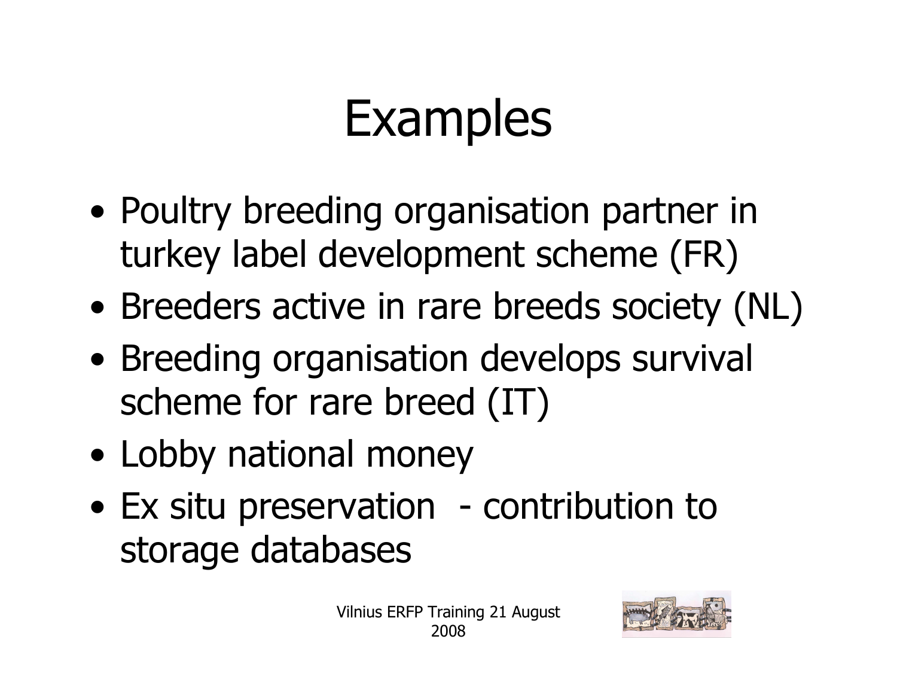# Examples

- Poultry breeding organisation partner in turkey label development scheme (FR)
- Breeders active in rare breeds society (NL)
- Breeding organisation develops survival scheme for rare breed (IT)
- Lobby national money
- Ex situ preservation - contribution to storage databases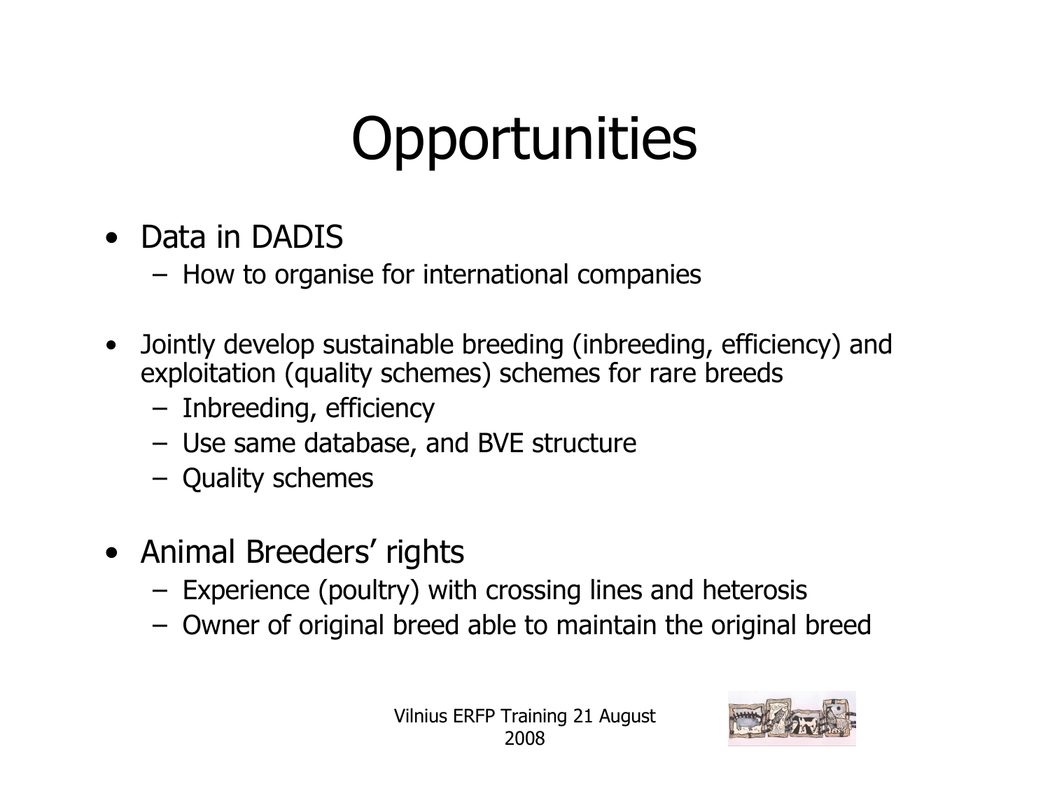# Opportunities

- Data in DADIS
  - How to organise for international companies

- Jointly develop sustainable breeding (inbreeding, efficiency) and exploitation (quality schemes) schemes for rare breeds
  - Inbreeding, efficiency
  - Use same database, and BVE structure
  - Quality schemes

- Animal Breeders' rights
  - Experience (poultry) with crossing lines and heterosis
  - Owner of original breed able to maintain the original breed